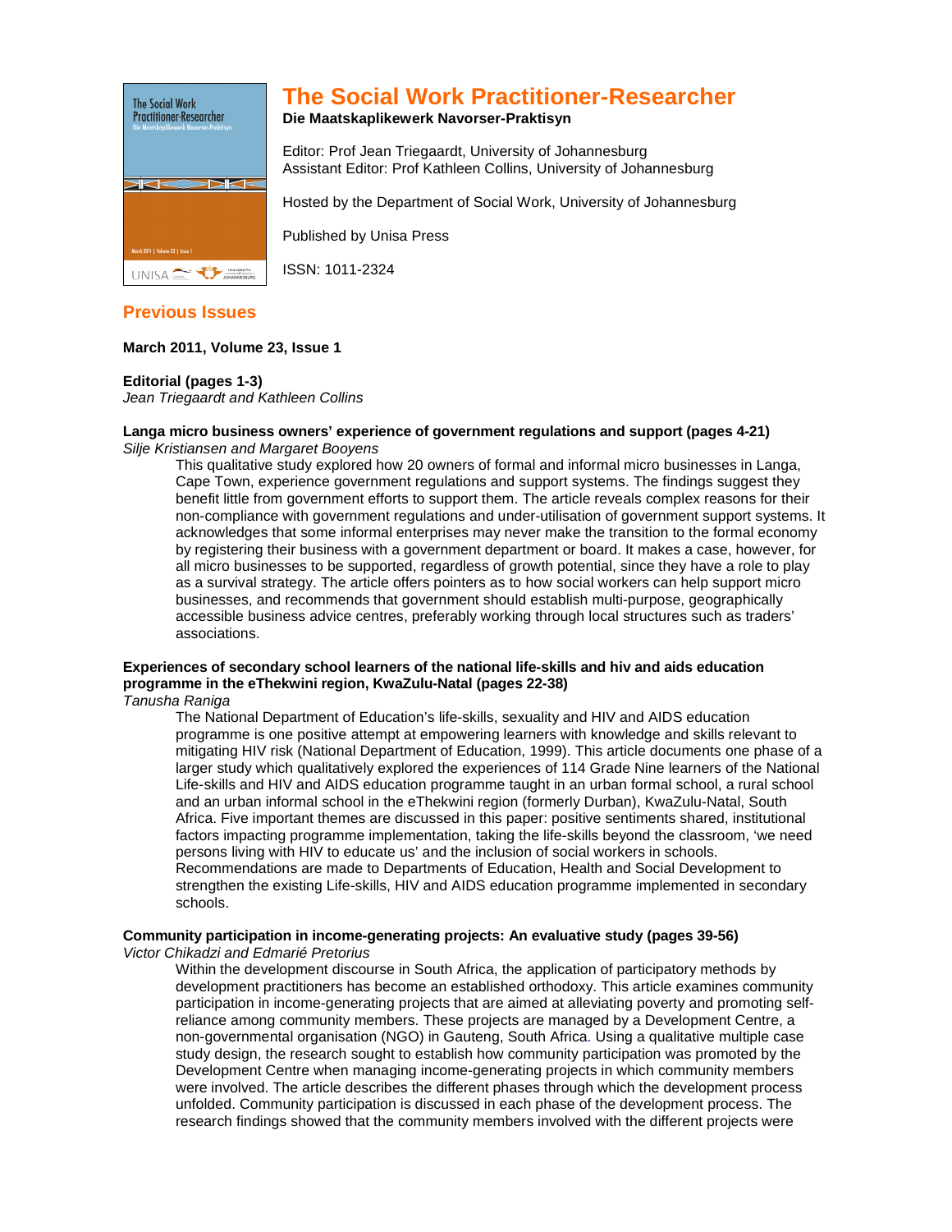# The Social Work Practitioner-Researcher

**Die Maatskaplikewerk Navorser-Praktisyn**

Editor: Prof Jean Triegaardt, University of Johannesburg
Assistant Editor: Prof Kathleen Collins, University of Johannesburg

Hosted by the Department of Social Work, University of Johannesburg

Published by Unisa Press

ISSN: 1011-2324

## Previous Issues

**March 2011, Volume 23, Issue 1**

**Editorial (pages 1-3)**
*Jean Triegaardt and Kathleen Collins*

**Langa micro business owners' experience of government regulations and support (pages 4-21)**
*Silje Kristiansen and Margaret Booyens*

> This qualitative study explored how 20 owners of formal and informal micro businesses in Langa, Cape Town, experience government regulations and support systems. The findings suggest they benefit little from government efforts to support them. The article reveals complex reasons for their non-compliance with government regulations and under-utilisation of government support systems. It acknowledges that some informal enterprises may never make the transition to the formal economy by registering their business with a government department or board. It makes a case, however, for all micro businesses to be supported, regardless of growth potential, since they have a role to play as a survival strategy. The article offers pointers as to how social workers can help support micro businesses, and recommends that government should establish multi-purpose, geographically accessible business advice centres, preferably working through local structures such as traders' associations.

**Experiences of secondary school learners of the national life-skills and hiv and aids education programme in the eThekwini region, KwaZulu-Natal (pages 22-38)**
*Tanusha Raniga*

> The National Department of Education's life-skills, sexuality and HIV and AIDS education programme is one positive attempt at empowering learners with knowledge and skills relevant to mitigating HIV risk (National Department of Education, 1999). This article documents one phase of a larger study which qualitatively explored the experiences of 114 Grade Nine learners of the National Life-skills and HIV and AIDS education programme taught in an urban formal school, a rural school and an urban informal school in the eThekwini region (formerly Durban), KwaZulu-Natal, South Africa. Five important themes are discussed in this paper: positive sentiments shared, institutional factors impacting programme implementation, taking the life-skills beyond the classroom, 'we need persons living with HIV to educate us' and the inclusion of social workers in schools. Recommendations are made to Departments of Education, Health and Social Development to strengthen the existing Life-skills, HIV and AIDS education programme implemented in secondary schools.

**Community participation in income-generating projects: An evaluative study (pages 39-56)**
*Victor Chikadzi and Edmarié Pretorius*

> Within the development discourse in South Africa, the application of participatory methods by development practitioners has become an established orthodoxy. This article examines community participation in income-generating projects that are aimed at alleviating poverty and promoting self-reliance among community members. These projects are managed by a Development Centre, a non-governmental organisation (NGO) in Gauteng, South Africa. Using a qualitative multiple case study design, the research sought to establish how community participation was promoted by the Development Centre when managing income-generating projects in which community members were involved. The article describes the different phases through which the development process unfolded. Community participation is discussed in each phase of the development process. The research findings showed that the community members involved with the different projects were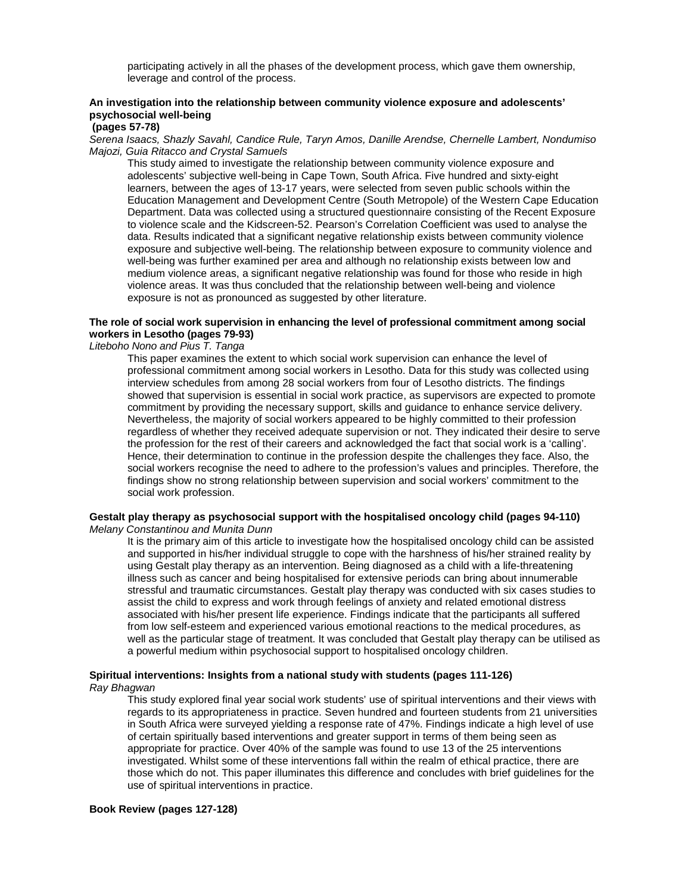participating actively in all the phases of the development process, which gave them ownership, leverage and control of the process.

**An investigation into the relationship between community violence exposure and adolescents' psychosocial well-being (pages 57-78)**

*Serena Isaacs, Shazly Savahl, Candice Rule, Taryn Amos, Danille Arendse, Chernelle Lambert, Nondumiso Majozi, Guia Ritacco and Crystal Samuels*

This study aimed to investigate the relationship between community violence exposure and adolescents' subjective well-being in Cape Town, South Africa. Five hundred and sixty-eight learners, between the ages of 13-17 years, were selected from seven public schools within the Education Management and Development Centre (South Metropole) of the Western Cape Education Department. Data was collected using a structured questionnaire consisting of the Recent Exposure to violence scale and the Kidscreen-52. Pearson's Correlation Coefficient was used to analyse the data. Results indicated that a significant negative relationship exists between community violence exposure and subjective well-being. The relationship between exposure to community violence and well-being was further examined per area and although no relationship exists between low and medium violence areas, a significant negative relationship was found for those who reside in high violence areas. It was thus concluded that the relationship between well-being and violence exposure is not as pronounced as suggested by other literature.

**The role of social work supervision in enhancing the level of professional commitment among social workers in Lesotho (pages 79-93)**

*Liteboho Nono and Pius T. Tanga*

This paper examines the extent to which social work supervision can enhance the level of professional commitment among social workers in Lesotho. Data for this study was collected using interview schedules from among 28 social workers from four of Lesotho districts. The findings showed that supervision is essential in social work practice, as supervisors are expected to promote commitment by providing the necessary support, skills and guidance to enhance service delivery. Nevertheless, the majority of social workers appeared to be highly committed to their profession regardless of whether they received adequate supervision or not. They indicated their desire to serve the profession for the rest of their careers and acknowledged the fact that social work is a 'calling'. Hence, their determination to continue in the profession despite the challenges they face. Also, the social workers recognise the need to adhere to the profession's values and principles. Therefore, the findings show no strong relationship between supervision and social workers' commitment to the social work profession.

**Gestalt play therapy as psychosocial support with the hospitalised oncology child (pages 94-110)**

*Melany Constantinou and Munita Dunn*

It is the primary aim of this article to investigate how the hospitalised oncology child can be assisted and supported in his/her individual struggle to cope with the harshness of his/her strained reality by using Gestalt play therapy as an intervention. Being diagnosed as a child with a life-threatening illness such as cancer and being hospitalised for extensive periods can bring about innumerable stressful and traumatic circumstances. Gestalt play therapy was conducted with six cases studies to assist the child to express and work through feelings of anxiety and related emotional distress associated with his/her present life experience. Findings indicate that the participants all suffered from low self-esteem and experienced various emotional reactions to the medical procedures, as well as the particular stage of treatment. It was concluded that Gestalt play therapy can be utilised as a powerful medium within psychosocial support to hospitalised oncology children.

**Spiritual interventions: Insights from a national study with students (pages 111-126)**

*Ray Bhagwan*

This study explored final year social work students' use of spiritual interventions and their views with regards to its appropriateness in practice. Seven hundred and fourteen students from 21 universities in South Africa were surveyed yielding a response rate of 47%. Findings indicate a high level of use of certain spiritually based interventions and greater support in terms of them being seen as appropriate for practice. Over 40% of the sample was found to use 13 of the 25 interventions investigated. Whilst some of these interventions fall within the realm of ethical practice, there are those which do not. This paper illuminates this difference and concludes with brief guidelines for the use of spiritual interventions in practice.

**Book Review (pages 127-128)**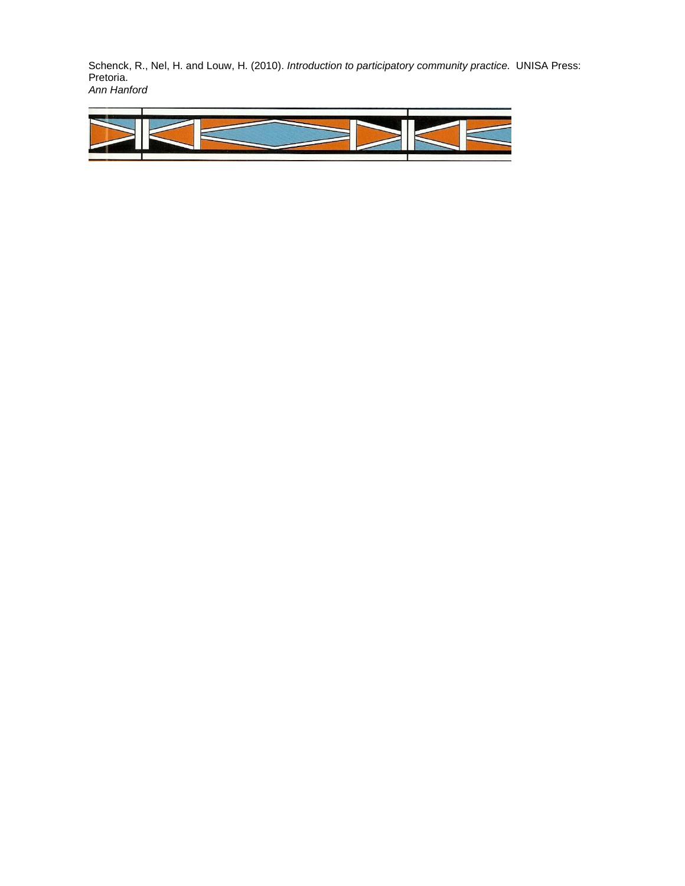Schenck, R., Nel, H. and Louw, H. (2010). *Introduction to participatory community practice.* UNISA Press: Pretoria.
*Ann Hanford*